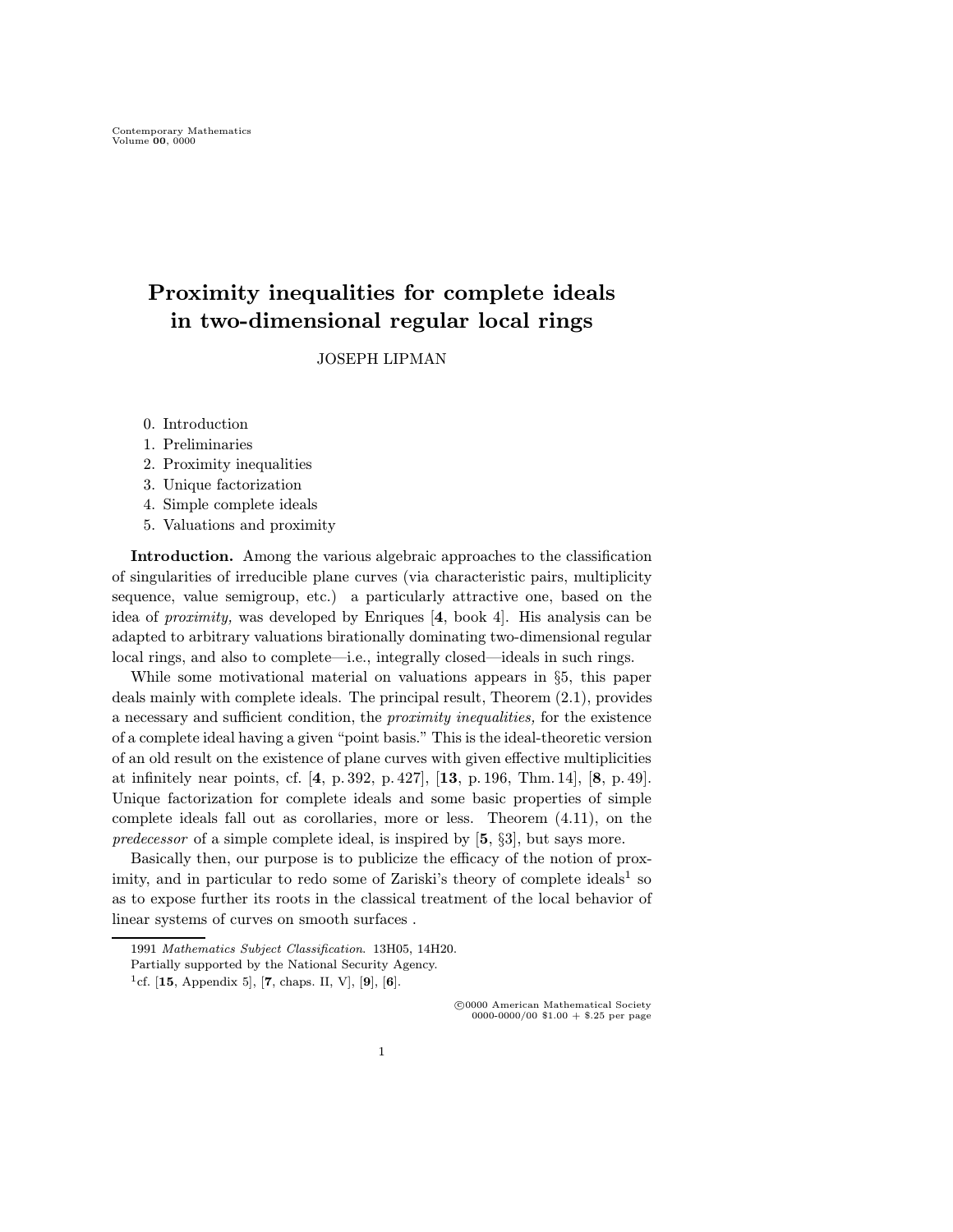# Proximity inequalities for complete ideals in two-dimensional regular local rings

JOSEPH LIPMAN

0. Introduction
1. Preliminaries
2. Proximity inequalities
3. Unique factorization
4. Simple complete ideals
5. Valuations and proximity

**Introduction.** Among the various algebraic approaches to the classification of singularities of irreducible plane curves (via characteristic pairs, multiplicity sequence, value semigroup, etc.) a particularly attractive one, based on the idea of *proximity,* was developed by Enriques [**4**, book 4]. His analysis can be adapted to arbitrary valuations birationally dominating two-dimensional regular local rings, and also to complete—i.e., integrally closed—ideals in such rings.

While some motivational material on valuations appears in §5, this paper deals mainly with complete ideals. The principal result, Theorem (2.1), provides a necessary and sufficient condition, the *proximity inequalities,* for the existence of a complete ideal having a given "point basis." This is the ideal-theoretic version of an old result on the existence of plane curves with given effective multiplicities at infinitely near points, cf. [**4**, p. 392, p. 427], [**13**, p. 196, Thm. 14], [**8**, p. 49]. Unique factorization for complete ideals and some basic properties of simple complete ideals fall out as corollaries, more or less. Theorem (4.11), on the *predecessor* of a simple complete ideal, is inspired by [**5**, §3], but says more.

Basically then, our purpose is to publicize the efficacy of the notion of proximity, and in particular to redo some of Zariski's theory of complete ideals[1] so as to expose further its roots in the classical treatment of the local behavior of linear systems of curves on smooth surfaces .

---

1991 *Mathematics Subject Classification*. 13H05, 14H20.

Partially supported by the National Security Agency.

[1]cf. [**15**, Appendix 5], [**7**, chaps. II, V], [**9**], [**6**].

©0000 American Mathematical Society
0000-0000/00 $1.00 + $.25 per page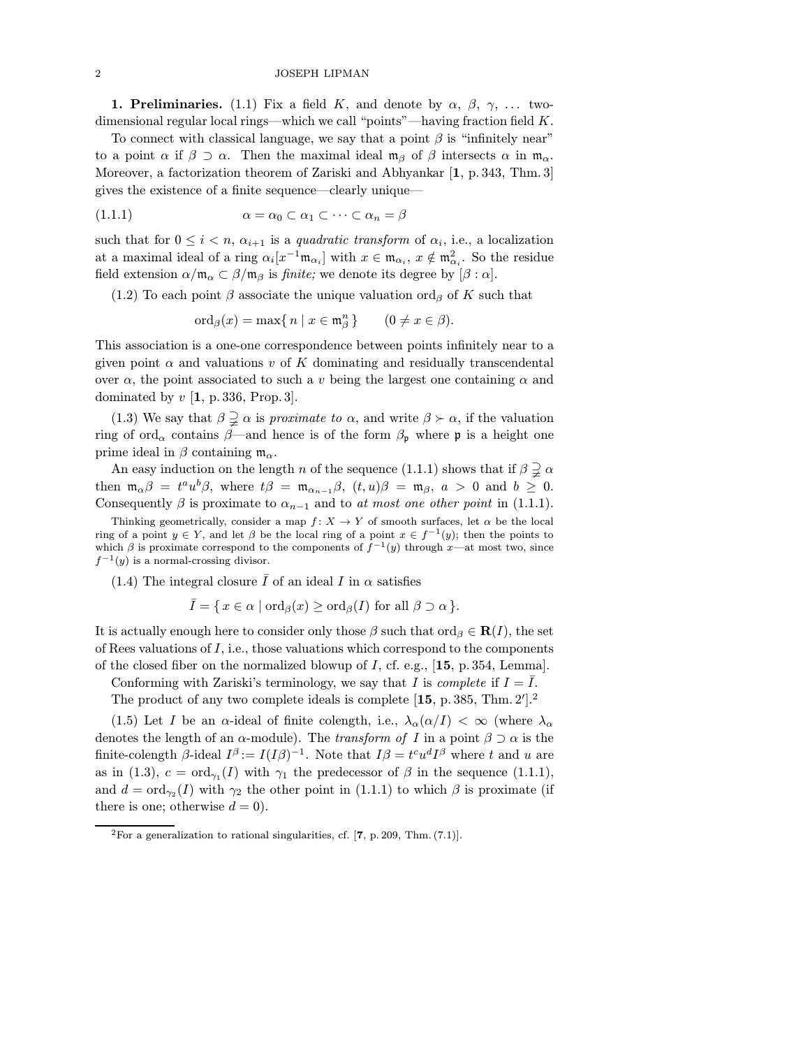**1. Preliminaries.** (1.1) Fix a field $K$, and denote by $\alpha$, $\beta$, $\gamma$, ... two-dimensional regular local rings—which we call "points"—having fraction field $K$.

To connect with classical language, we say that a point $\beta$ is "infinitely near" to a point $\alpha$ if $\beta \supset \alpha$. Then the maximal ideal $\mathfrak{m}_\beta$ of $\beta$ intersects $\alpha$ in $\mathfrak{m}_\alpha$. Moreover, a factorization theorem of Zariski and Abhyankar [**1**, p. 343, Thm. 3] gives the existence of a finite sequence—clearly unique—

$$\alpha = \alpha_0 \subset \alpha_1 \subset \cdots \subset \alpha_n = \beta \tag{1.1.1}$$

such that for $0 \le i < n$, $\alpha_{i+1}$ is a *quadratic transform* of $\alpha_i$, i.e., a localization at a maximal ideal of a ring $\alpha_i[x^{-1}\mathfrak{m}_{\alpha_i}]$ with $x \in \mathfrak{m}_{\alpha_i}$, $x \notin \mathfrak{m}_{\alpha_i}^2$. So the residue field extension $\alpha/\mathfrak{m}_\alpha \subset \beta/\mathfrak{m}_\beta$ is *finite;* we denote its degree by $[\beta : \alpha]$.

(1.2) To each point $\beta$ associate the unique valuation $\operatorname{ord}_\beta$ of $K$ such that

$$\operatorname{ord}_\beta(x) = \max\{\, n \mid x \in \mathfrak{m}_\beta^n \,\} \qquad (0 \ne x \in \beta).$$

This association is a one-one correspondence between points infinitely near to a given point $\alpha$ and valuations $v$ of $K$ dominating and residually transcendental over $\alpha$, the point associated to such a $v$ being the largest one containing $\alpha$ and dominated by $v$ [**1**, p. 336, Prop. 3].

(1.3) We say that $\beta \supsetneqq \alpha$ is *proximate to* $\alpha$, and write $\beta \succ \alpha$, if the valuation ring of $\operatorname{ord}_\alpha$ contains $\beta$—and hence is of the form $\beta_\mathfrak{p}$ where $\mathfrak{p}$ is a height one prime ideal in $\beta$ containing $\mathfrak{m}_\alpha$.

An easy induction on the length $n$ of the sequence (1.1.1) shows that if $\beta \supsetneqq \alpha$ then $\mathfrak{m}_\alpha\beta = t^a u^b \beta$, where $t\beta = \mathfrak{m}_{\alpha_{n-1}}\beta$, $(t,u)\beta = \mathfrak{m}_\beta$, $a > 0$ and $b \ge 0$. Consequently $\beta$ is proximate to $\alpha_{n-1}$ and to *at most one other point* in (1.1.1).

Thinking geometrically, consider a map $f\colon X \to Y$ of smooth surfaces, let $\alpha$ be the local ring of a point $y \in Y$, and let $\beta$ be the local ring of a point $x \in f^{-1}(y)$; then the points to which $\beta$ is proximate correspond to the components of $f^{-1}(y)$ through $x$—at most two, since $f^{-1}(y)$ is a normal-crossing divisor.

(1.4) The integral closure $\bar{I}$ of an ideal $I$ in $\alpha$ satisfies

$$\bar{I} = \{\, x \in \alpha \mid \operatorname{ord}_\beta(x) \ge \operatorname{ord}_\beta(I) \text{ for all } \beta \supset \alpha \,\}.$$

It is actually enough here to consider only those $\beta$ such that $\operatorname{ord}_\beta \in \mathbf{R}(I)$, the set of Rees valuations of $I$, i.e., those valuations which correspond to the components of the closed fiber on the normalized blowup of $I$, cf. e.g., [**15**, p. 354, Lemma].

Conforming with Zariski's terminology, we say that $I$ is *complete* if $I = \bar{I}$.

The product of any two complete ideals is complete [**15**, p. 385, Thm. 2′].[2]

(1.5) Let $I$ be an $\alpha$-ideal of finite colength, i.e., $\lambda_\alpha(\alpha/I) < \infty$ (where $\lambda_\alpha$ denotes the length of an $\alpha$-module). The *transform of* $I$ in a point $\beta \supset \alpha$ is the finite-colength $\beta$-ideal $I^\beta := I(I\beta)^{-1}$. Note that $I\beta = t^c u^d I^\beta$ where $t$ and $u$ are as in (1.3), $c = \operatorname{ord}_{\gamma_1}(I)$ with $\gamma_1$ the predecessor of $\beta$ in the sequence (1.1.1), and $d = \operatorname{ord}_{\gamma_2}(I)$ with $\gamma_2$ the other point in (1.1.1) to which $\beta$ is proximate (if there is one; otherwise $d = 0$).

---

[2] For a generalization to rational singularities, cf. [**7**, p. 209, Thm. (7.1)].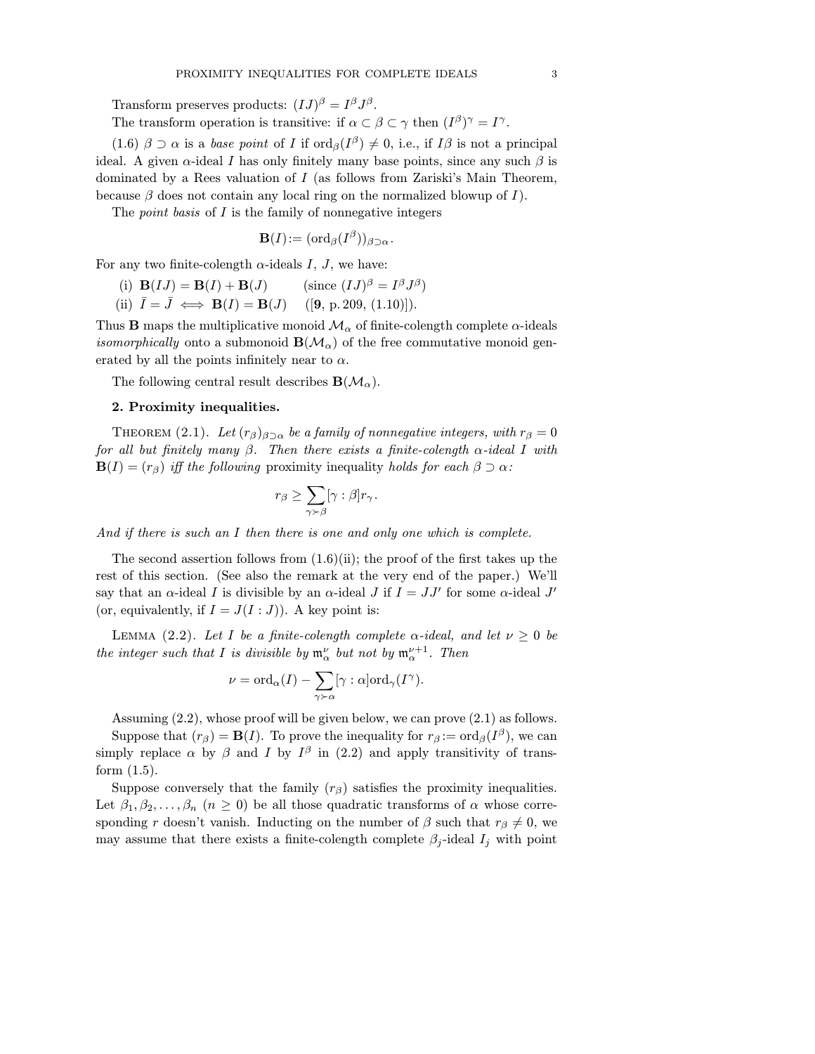Transform preserves products: $(IJ)^\beta = I^\beta J^\beta$.

The transform operation is transitive: if $\alpha \subset \beta \subset \gamma$ then $(I^\beta)^\gamma = I^\gamma$.

(1.6) $\beta \supset \alpha$ is a *base point* of $I$ if $\mathrm{ord}_\beta(I^\beta) \neq 0$, i.e., if $I\beta$ is not a principal ideal. A given $\alpha$-ideal $I$ has only finitely many base points, since any such $\beta$ is dominated by a Rees valuation of $I$ (as follows from Zariski's Main Theorem, because $\beta$ does not contain any local ring on the normalized blowup of $I$).

The *point basis* of $I$ is the family of nonnegative integers

$$\mathbf{B}(I) := (\mathrm{ord}_\beta(I^\beta))_{\beta \supset \alpha}.$$

For any two finite-colength $\alpha$-ideals $I$, $J$, we have:

(i) $\mathbf{B}(IJ) = \mathbf{B}(I) + \mathbf{B}(J)$ (since $(IJ)^\beta = I^\beta J^\beta$)

(ii) $\bar{I} = \bar{J} \iff \mathbf{B}(I) = \mathbf{B}(J)$ ([**9**, p. 209, (1.10)]).

Thus $\mathbf{B}$ maps the multiplicative monoid $\mathcal{M}_\alpha$ of finite-colength complete $\alpha$-ideals *isomorphically* onto a submonoid $\mathbf{B}(\mathcal{M}_\alpha)$ of the free commutative monoid generated by all the points infinitely near to $\alpha$.

The following central result describes $\mathbf{B}(\mathcal{M}_\alpha)$.

## 2. Proximity inequalities.

Theorem (2.1). *Let $(r_\beta)_{\beta \supset \alpha}$ be a family of nonnegative integers, with $r_\beta = 0$ for all but finitely many $\beta$. Then there exists a finite-colength $\alpha$-ideal $I$ with $\mathbf{B}(I) = (r_\beta)$ iff the following* proximity inequality *holds for each $\beta \supset \alpha$:*

$$r_\beta \geq \sum_{\gamma \succ \beta} [\gamma : \beta] r_\gamma.$$

*And if there is such an $I$ then there is one and only one which is complete.*

The second assertion follows from (1.6)(ii); the proof of the first takes up the rest of this section. (See also the remark at the very end of the paper.) We'll say that an $\alpha$-ideal $I$ is divisible by an $\alpha$-ideal $J$ if $I = JJ'$ for some $\alpha$-ideal $J'$ (or, equivalently, if $I = J(I : J)$). A key point is:

Lemma (2.2). *Let $I$ be a finite-colength complete $\alpha$-ideal, and let $\nu \geq 0$ be the integer such that $I$ is divisible by $\mathfrak{m}_\alpha^\nu$ but not by $\mathfrak{m}_\alpha^{\nu+1}$. Then*

$$\nu = \mathrm{ord}_\alpha(I) - \sum_{\gamma \succ \alpha} [\gamma : \alpha] \mathrm{ord}_\gamma(I^\gamma).$$

Assuming (2.2), whose proof will be given below, we can prove (2.1) as follows.

Suppose that $(r_\beta) = \mathbf{B}(I)$. To prove the inequality for $r_\beta := \mathrm{ord}_\beta(I^\beta)$, we can simply replace $\alpha$ by $\beta$ and $I$ by $I^\beta$ in (2.2) and apply transitivity of transform (1.5).

Suppose conversely that the family $(r_\beta)$ satisfies the proximity inequalities. Let $\beta_1, \beta_2, \ldots, \beta_n$ $(n \geq 0)$ be all those quadratic transforms of $\alpha$ whose corresponding $r$ doesn't vanish. Inducting on the number of $\beta$ such that $r_\beta \neq 0$, we may assume that there exists a finite-colength complete $\beta_j$-ideal $I_j$ with point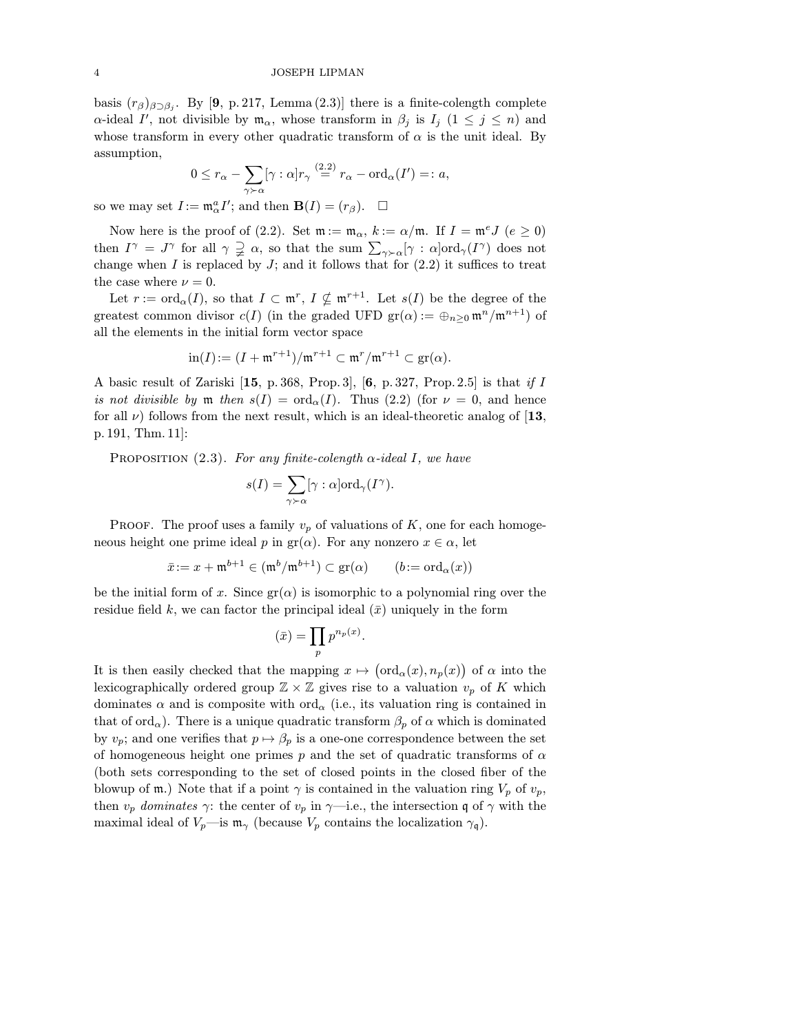basis $(r_\beta)_{\beta\supset\beta_j}$. By [**9**, p. 217, Lemma (2.3)] there is a finite-colength complete $\alpha$-ideal $I'$, not divisible by $\mathfrak{m}_\alpha$, whose transform in $\beta_j$ is $I_j$ $(1 \le j \le n)$ and whose transform in every other quadratic transform of $\alpha$ is the unit ideal. By assumption,

$$0 \le r_\alpha - \sum_{\gamma\succ\alpha}[\gamma:\alpha]r_\gamma \overset{(2.2)}{=} r_\alpha - \mathrm{ord}_\alpha(I') =: a,$$

so we may set $I := \mathfrak{m}_\alpha^a I'$; and then $\mathbf{B}(I) = (r_\beta)$. $\square$

Now here is the proof of (2.2). Set $\mathfrak{m} := \mathfrak{m}_\alpha$, $k := \alpha/\mathfrak{m}$. If $I = \mathfrak{m}^e J$ $(e \ge 0)$ then $I^\gamma = J^\gamma$ for all $\gamma \supsetneqq \alpha$, so that the sum $\sum_{\gamma\succ\alpha}[\gamma:\alpha]\mathrm{ord}_\gamma(I^\gamma)$ does not change when $I$ is replaced by $J$; and it follows that for (2.2) it suffices to treat the case where $\nu = 0$.

Let $r := \mathrm{ord}_\alpha(I)$, so that $I \subset \mathfrak{m}^r$, $I \not\subset \mathfrak{m}^{r+1}$. Let $s(I)$ be the degree of the greatest common divisor $c(I)$ (in the graded UFD $\mathrm{gr}(\alpha) := \oplus_{n\ge 0}\,\mathfrak{m}^n/\mathfrak{m}^{n+1}$) of all the elements in the initial form vector space

$$\mathrm{in}(I) := (I + \mathfrak{m}^{r+1})/\mathfrak{m}^{r+1} \subset \mathfrak{m}^r/\mathfrak{m}^{r+1} \subset \mathrm{gr}(\alpha).$$

A basic result of Zariski [**15**, p. 368, Prop. 3], [**6**, p. 327, Prop. 2.5] is that *if $I$ is not divisible by $\mathfrak{m}$ then $s(I) = \mathrm{ord}_\alpha(I)$.* Thus (2.2) (for $\nu = 0$, and hence for all $\nu$) follows from the next result, which is an ideal-theoretic analog of [**13**, p. 191, Thm. 11]:

Proposition (2.3). *For any finite-colength $\alpha$-ideal $I$, we have*

$$s(I) = \sum_{\gamma\succ\alpha}[\gamma:\alpha]\mathrm{ord}_\gamma(I^\gamma).$$

Proof. The proof uses a family $v_p$ of valuations of $K$, one for each homogeneous height one prime ideal $p$ in $\mathrm{gr}(\alpha)$. For any nonzero $x \in \alpha$, let

$$\bar{x} := x + \mathfrak{m}^{b+1} \in (\mathfrak{m}^b/\mathfrak{m}^{b+1}) \subset \mathrm{gr}(\alpha) \qquad (b := \mathrm{ord}_\alpha(x))$$

be the initial form of $x$. Since $\mathrm{gr}(\alpha)$ is isomorphic to a polynomial ring over the residue field $k$, we can factor the principal ideal $(\bar{x})$ uniquely in the form

$$(\bar{x}) = \prod_p p^{n_p(x)}.$$

It is then easily checked that the mapping $x \mapsto \big(\mathrm{ord}_\alpha(x), n_p(x)\big)$ of $\alpha$ into the lexicographically ordered group $\mathbb{Z}\times\mathbb{Z}$ gives rise to a valuation $v_p$ of $K$ which dominates $\alpha$ and is composite with $\mathrm{ord}_\alpha$ (i.e., its valuation ring is contained in that of $\mathrm{ord}_\alpha$). There is a unique quadratic transform $\beta_p$ of $\alpha$ which is dominated by $v_p$; and one verifies that $p \mapsto \beta_p$ is a one-one correspondence between the set of homogeneous height one primes $p$ and the set of quadratic transforms of $\alpha$ (both sets corresponding to the set of closed points in the closed fiber of the blowup of $\mathfrak{m}$.) Note that if a point $\gamma$ is contained in the valuation ring $V_p$ of $v_p$, then $v_p$ *dominates* $\gamma$: the center of $v_p$ in $\gamma$—i.e., the intersection $\mathfrak{q}$ of $\gamma$ with the maximal ideal of $V_p$—is $\mathfrak{m}_\gamma$ (because $V_p$ contains the localization $\gamma_\mathfrak{q}$).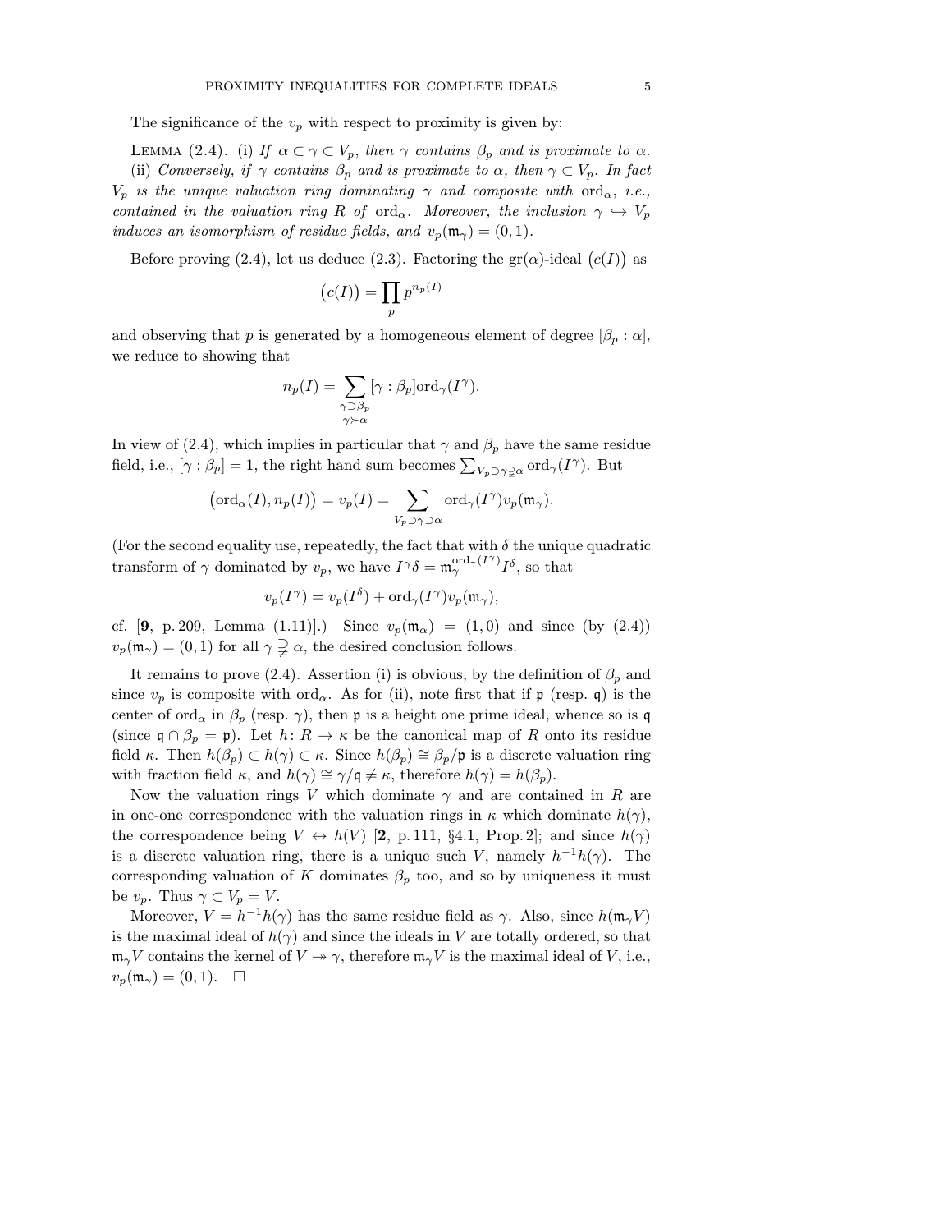The significance of the $v_p$ with respect to proximity is given by:

Lemma (2.4). (i) *If $\alpha \subset \gamma \subset V_p$, then $\gamma$ contains $\beta_p$ and is proximate to $\alpha$.*

(ii) *Conversely, if $\gamma$ contains $\beta_p$ and is proximate to $\alpha$, then $\gamma \subset V_p$. In fact $V_p$ is the unique valuation ring dominating $\gamma$ and composite with $\mathrm{ord}_\alpha$, i.e., contained in the valuation ring $R$ of $\mathrm{ord}_\alpha$. Moreover, the inclusion $\gamma \hookrightarrow V_p$ induces an isomorphism of residue fields, and $v_p(\mathfrak{m}_\gamma) = (0,1)$.*

Before proving (2.4), let us deduce (2.3). Factoring the $\mathrm{gr}(\alpha)$-ideal $\big(c(I)\big)$ as

$$\big(c(I)\big) = \prod_p p^{n_p(I)}$$

and observing that $p$ is generated by a homogeneous element of degree $[\beta_p : \alpha]$, we reduce to showing that

$$n_p(I) = \sum_{\substack{\gamma \supset \beta_p \\ \gamma \succ \alpha}} [\gamma : \beta_p] \mathrm{ord}_\gamma(I^\gamma).$$

In view of (2.4), which implies in particular that $\gamma$ and $\beta_p$ have the same residue field, i.e., $[\gamma : \beta_p] = 1$, the right hand sum becomes $\sum_{V_p \supset \gamma \supsetneqq \alpha} \mathrm{ord}_\gamma(I^\gamma)$. But

$$\big(\mathrm{ord}_\alpha(I), n_p(I)\big) = v_p(I) = \sum_{V_p \supset \gamma \supset \alpha} \mathrm{ord}_\gamma(I^\gamma) v_p(\mathfrak{m}_\gamma).$$

(For the second equality use, repeatedly, the fact that with $\delta$ the unique quadratic transform of $\gamma$ dominated by $v_p$, we have $I^\gamma \delta = \mathfrak{m}_\gamma^{\mathrm{ord}_\gamma(I^\gamma)} I^\delta$, so that

$$v_p(I^\gamma) = v_p(I^\delta) + \mathrm{ord}_\gamma(I^\gamma) v_p(\mathfrak{m}_\gamma),$$

cf. [**9**, p. 209, Lemma (1.11)].) Since $v_p(\mathfrak{m}_\alpha) = (1,0)$ and since (by (2.4)) $v_p(\mathfrak{m}_\gamma) = (0,1)$ for all $\gamma \supsetneqq \alpha$, the desired conclusion follows.

It remains to prove (2.4). Assertion (i) is obvious, by the definition of $\beta_p$ and since $v_p$ is composite with $\mathrm{ord}_\alpha$. As for (ii), note first that if $\mathfrak{p}$ (resp. $\mathfrak{q}$) is the center of $\mathrm{ord}_\alpha$ in $\beta_p$ (resp. $\gamma$), then $\mathfrak{p}$ is a height one prime ideal, whence so is $\mathfrak{q}$ (since $\mathfrak{q} \cap \beta_p = \mathfrak{p}$). Let $h \colon R \to \kappa$ be the canonical map of $R$ onto its residue field $\kappa$. Then $h(\beta_p) \subset h(\gamma) \subset \kappa$. Since $h(\beta_p) \cong \beta_p/\mathfrak{p}$ is a discrete valuation ring with fraction field $\kappa$, and $h(\gamma) \cong \gamma/\mathfrak{q} \neq \kappa$, therefore $h(\gamma) = h(\beta_p)$.

Now the valuation rings $V$ which dominate $\gamma$ and are contained in $R$ are in one-one correspondence with the valuation rings in $\kappa$ which dominate $h(\gamma)$, the correspondence being $V \leftrightarrow h(V)$ [**2**, p. 111, §4.1, Prop. 2]; and since $h(\gamma)$ is a discrete valuation ring, there is a unique such $V$, namely $h^{-1}h(\gamma)$. The corresponding valuation of $K$ dominates $\beta_p$ too, and so by uniqueness it must be $v_p$. Thus $\gamma \subset V_p = V$.

Moreover, $V = h^{-1}h(\gamma)$ has the same residue field as $\gamma$. Also, since $h(\mathfrak{m}_\gamma V)$ is the maximal ideal of $h(\gamma)$ and since the ideals in $V$ are totally ordered, so that $\mathfrak{m}_\gamma V$ contains the kernel of $V \twoheadrightarrow \gamma$, therefore $\mathfrak{m}_\gamma V$ is the maximal ideal of $V$, i.e., $v_p(\mathfrak{m}_\gamma) = (0,1)$. □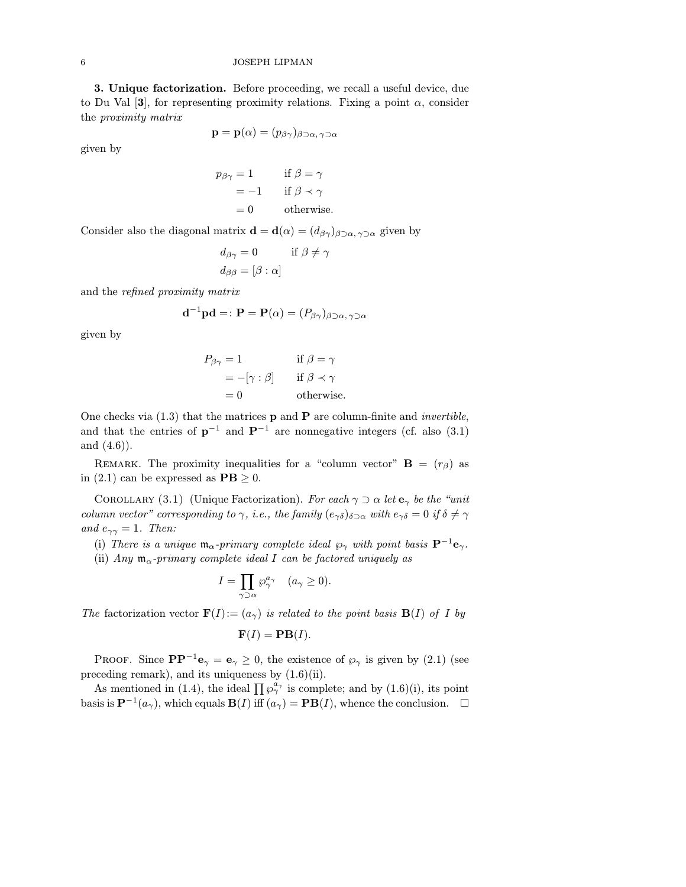**3. Unique factorization.** Before proceeding, we recall a useful device, due to Du Val [**3**], for representing proximity relations. Fixing a point $\alpha$, consider the *proximity matrix*

$$\mathbf{p} = \mathbf{p}(\alpha) = (p_{\beta\gamma})_{\beta\supset\alpha,\,\gamma\supset\alpha}$$

given by

$$\begin{aligned} p_{\beta\gamma} &= 1 && \text{if } \beta = \gamma \\ &= -1 && \text{if } \beta \prec \gamma \\ &= 0 && \text{otherwise.} \end{aligned}$$

Consider also the diagonal matrix $\mathbf{d} = \mathbf{d}(\alpha) = (d_{\beta\gamma})_{\beta\supset\alpha,\,\gamma\supset\alpha}$ given by

$$\begin{aligned} d_{\beta\gamma} &= 0 && \text{if } \beta \neq \gamma \\ d_{\beta\beta} &= [\beta : \alpha] \end{aligned}$$

and the *refined proximity matrix*

$$\mathbf{d}^{-1}\mathbf{p}\mathbf{d} =: \mathbf{P} = \mathbf{P}(\alpha) = (P_{\beta\gamma})_{\beta\supset\alpha,\,\gamma\supset\alpha}$$

given by

$$\begin{aligned} P_{\beta\gamma} &= 1 && \text{if } \beta = \gamma \\ &= -[\gamma : \beta] && \text{if } \beta \prec \gamma \\ &= 0 && \text{otherwise.} \end{aligned}$$

One checks via (1.3) that the matrices $\mathbf{p}$ and $\mathbf{P}$ are column-finite and *invertible*, and that the entries of $\mathbf{p}^{-1}$ and $\mathbf{P}^{-1}$ are nonnegative integers (cf. also (3.1) and (4.6)).

REMARK. The proximity inequalities for a "column vector" $\mathbf{B} = (r_\beta)$ as in (2.1) can be expressed as $\mathbf{PB} \geq 0$.

COROLLARY (3.1) (Unique Factorization). *For each $\gamma \supset \alpha$ let $\mathbf{e}_\gamma$ be the "unit column vector" corresponding to $\gamma$, i.e., the family $(e_{\gamma\delta})_{\delta\supset\alpha}$ with $e_{\gamma\delta} = 0$ if $\delta \neq \gamma$ and $e_{\gamma\gamma} = 1$. Then:*

(i) *There is a unique $\mathfrak{m}_\alpha$-primary complete ideal $\wp_\gamma$ with point basis $\mathbf{P}^{-1}\mathbf{e}_\gamma$.*

(ii) *Any $\mathfrak{m}_\alpha$-primary complete ideal $I$ can be factored uniquely as*

$$I = \prod_{\gamma\supset\alpha} \wp_\gamma^{a_\gamma} \quad (a_\gamma \geq 0).$$

*The* factorization vector $\mathbf{F}(I) := (a_\gamma)$ *is related to the point basis $\mathbf{B}(I)$ of $I$ by*

$$\mathbf{F}(I) = \mathbf{PB}(I).$$

PROOF. Since $\mathbf{PP}^{-1}\mathbf{e}_\gamma = \mathbf{e}_\gamma \geq 0$, the existence of $\wp_\gamma$ is given by (2.1) (see preceding remark), and its uniqueness by (1.6)(ii).

As mentioned in (1.4), the ideal $\prod \wp_\gamma^{a_\gamma}$ is complete; and by (1.6)(i), its point basis is $\mathbf{P}^{-1}(a_\gamma)$, which equals $\mathbf{B}(I)$ iff $(a_\gamma) = \mathbf{PB}(I)$, whence the conclusion. $\square$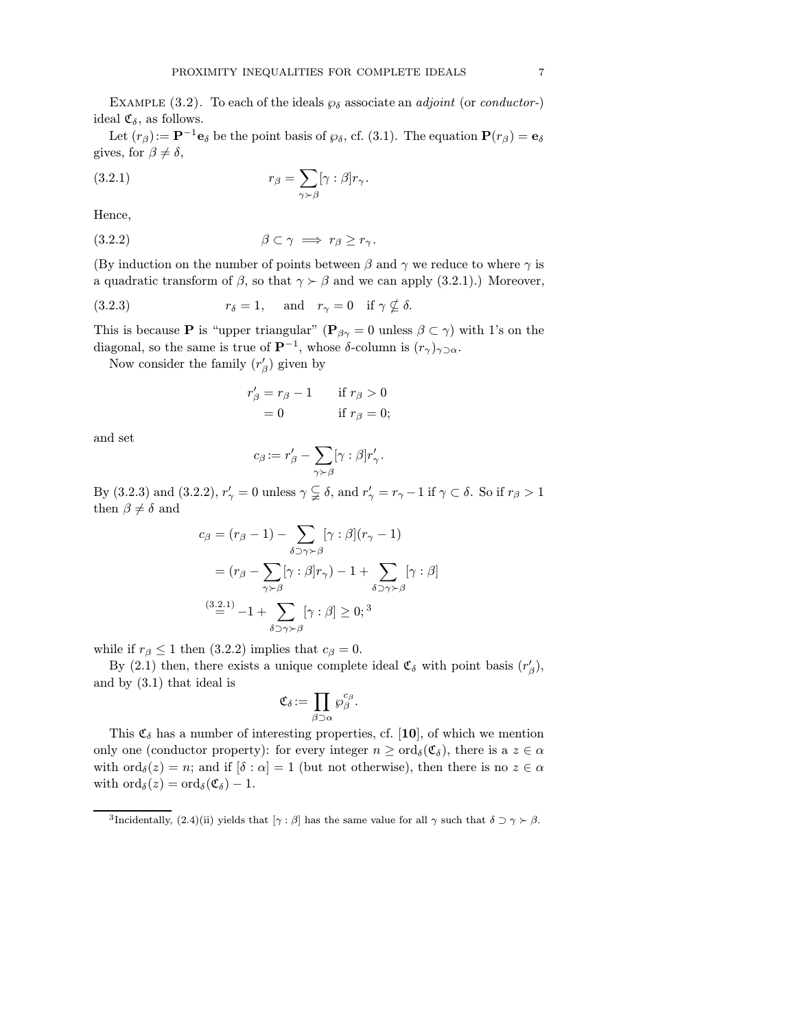Example (3.2). To each of the ideals $\wp_\delta$ associate an *adjoint* (or *conductor*-) ideal $\mathfrak{C}_\delta$, as follows.

Let $(r_\beta) := \mathbf{P}^{-1}\mathbf{e}_\delta$ be the point basis of $\wp_\delta$, cf. (3.1). The equation $\mathbf{P}(r_\beta) = \mathbf{e}_\delta$ gives, for $\beta \neq \delta$,

$$r_\beta = \sum_{\gamma \succ \beta} [\gamma : \beta] r_\gamma. \tag{3.2.1}$$

Hence,

$$\beta \subset \gamma \implies r_\beta \geq r_\gamma. \tag{3.2.2}$$

(By induction on the number of points between $\beta$ and $\gamma$ we reduce to where $\gamma$ is a quadratic transform of $\beta$, so that $\gamma \succ \beta$ and we can apply (3.2.1).) Moreover,

$$r_\delta = 1, \quad \text{and} \quad r_\gamma = 0 \quad \text{if } \gamma \not\subseteq \delta. \tag{3.2.3}$$

This is because $\mathbf{P}$ is "upper triangular" ($\mathbf{P}_{\beta\gamma} = 0$ unless $\beta \subset \gamma$) with 1's on the diagonal, so the same is true of $\mathbf{P}^{-1}$, whose $\delta$-column is $(r_\gamma)_{\gamma \supset \alpha}$.

Now consider the family $(r'_\beta)$ given by

$$\begin{aligned} r'_\beta &= r_\beta - 1 \qquad \text{if } r_\beta > 0 \\ &= 0 \qquad\qquad \text{if } r_\beta = 0; \end{aligned}$$

and set

$$c_\beta := r'_\beta - \sum_{\gamma \succ \beta} [\gamma : \beta] r'_\gamma.$$

By (3.2.3) and (3.2.2), $r'_\gamma = 0$ unless $\gamma \subsetneqq \delta$, and $r'_\gamma = r_\gamma - 1$ if $\gamma \subset \delta$. So if $r_\beta > 1$ then $\beta \neq \delta$ and

$$\begin{aligned} c_\beta &= (r_\beta - 1) - \sum_{\delta \supset \gamma \succ \beta} [\gamma : \beta](r_\gamma - 1) \\ &= (r_\beta - \sum_{\gamma \succ \beta} [\gamma : \beta] r_\gamma) - 1 + \sum_{\delta \supset \gamma \succ \beta} [\gamma : \beta] \\ &\overset{(3.2.1)}{=} -1 + \sum_{\delta \supset \gamma \succ \beta} [\gamma : \beta] \geq 0;\text{[3]} \end{aligned}$$

while if $r_\beta \leq 1$ then (3.2.2) implies that $c_\beta = 0$.

By (2.1) then, there exists a unique complete ideal $\mathfrak{C}_\delta$ with point basis $(r'_\beta)$, and by (3.1) that ideal is

$$\mathfrak{C}_\delta := \prod_{\beta \supset \alpha} \wp_\beta^{c_\beta}.$$

This $\mathfrak{C}_\delta$ has a number of interesting properties, cf. [**10**], of which we mention only one (conductor property): for every integer $n \geq \operatorname{ord}_\delta(\mathfrak{C}_\delta)$, there is a $z \in \alpha$ with $\operatorname{ord}_\delta(z) = n$; and if $[\delta : \alpha] = 1$ (but not otherwise), then there is no $z \in \alpha$ with $\operatorname{ord}_\delta(z) = \operatorname{ord}_\delta(\mathfrak{C}_\delta) - 1$.

---

[3] Incidentally, (2.4)(ii) yields that $[\gamma : \beta]$ has the same value for all $\gamma$ such that $\delta \supset \gamma \succ \beta$.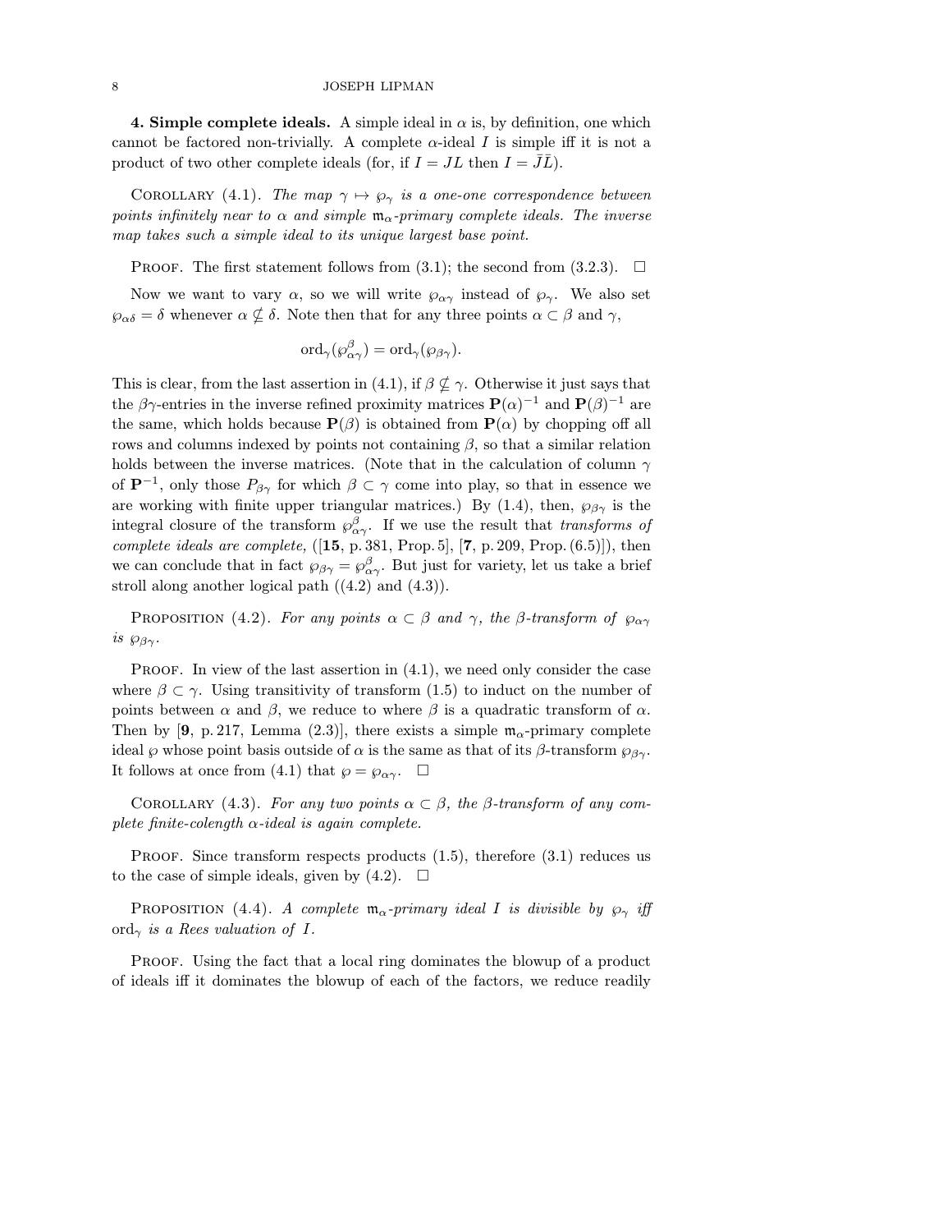**4. Simple complete ideals.** A simple ideal in $\alpha$ is, by definition, one which cannot be factored non-trivially. A complete $\alpha$-ideal $I$ is simple iff it is not a product of two other complete ideals (for, if $I = JL$ then $I = \bar{J}\bar{L}$).

COROLLARY (4.1). *The map $\gamma \mapsto \wp_\gamma$ is a one-one correspondence between points infinitely near to $\alpha$ and simple $\mathfrak{m}_\alpha$-primary complete ideals. The inverse map takes such a simple ideal to its unique largest base point.*

PROOF. The first statement follows from (3.1); the second from (3.2.3). $\square$

Now we want to vary $\alpha$, so we will write $\wp_{\alpha\gamma}$ instead of $\wp_\gamma$. We also set $\wp_{\alpha\delta} = \delta$ whenever $\alpha \not\subseteq \delta$. Note then that for any three points $\alpha \subset \beta$ and $\gamma$,

$$\operatorname{ord}_\gamma(\wp^\beta_{\alpha\gamma}) = \operatorname{ord}_\gamma(\wp_{\beta\gamma}).$$

This is clear, from the last assertion in (4.1), if $\beta \not\subseteq \gamma$. Otherwise it just says that the $\beta\gamma$-entries in the inverse refined proximity matrices $\mathbf{P}(\alpha)^{-1}$ and $\mathbf{P}(\beta)^{-1}$ are the same, which holds because $\mathbf{P}(\beta)$ is obtained from $\mathbf{P}(\alpha)$ by chopping off all rows and columns indexed by points not containing $\beta$, so that a similar relation holds between the inverse matrices. (Note that in the calculation of column $\gamma$ of $\mathbf{P}^{-1}$, only those $P_{\beta\gamma}$ for which $\beta \subset \gamma$ come into play, so that in essence we are working with finite upper triangular matrices.) By (1.4), then, $\wp_{\beta\gamma}$ is the integral closure of the transform $\wp^\beta_{\alpha\gamma}$. If we use the result that *transforms of complete ideals are complete,* ([**15**, p. 381, Prop. 5], [**7**, p. 209, Prop. (6.5)]), then we can conclude that in fact $\wp_{\beta\gamma} = \wp^\beta_{\alpha\gamma}$. But just for variety, let us take a brief stroll along another logical path ((4.2) and (4.3)).

PROPOSITION (4.2). *For any points $\alpha \subset \beta$ and $\gamma$, the $\beta$-transform of $\wp_{\alpha\gamma}$ is $\wp_{\beta\gamma}$.*

PROOF. In view of the last assertion in (4.1), we need only consider the case where $\beta \subset \gamma$. Using transitivity of transform (1.5) to induct on the number of points between $\alpha$ and $\beta$, we reduce to where $\beta$ is a quadratic transform of $\alpha$. Then by [**9**, p. 217, Lemma (2.3)], there exists a simple $\mathfrak{m}_\alpha$-primary complete ideal $\wp$ whose point basis outside of $\alpha$ is the same as that of its $\beta$-transform $\wp_{\beta\gamma}$. It follows at once from (4.1) that $\wp = \wp_{\alpha\gamma}$. $\square$

COROLLARY (4.3). *For any two points $\alpha \subset \beta$, the $\beta$-transform of any complete finite-colength $\alpha$-ideal is again complete.*

PROOF. Since transform respects products (1.5), therefore (3.1) reduces us to the case of simple ideals, given by (4.2). $\square$

PROPOSITION (4.4). *A complete $\mathfrak{m}_\alpha$-primary ideal $I$ is divisible by $\wp_\gamma$ iff $\operatorname{ord}_\gamma$ is a Rees valuation of $I$.*

PROOF. Using the fact that a local ring dominates the blowup of a product of ideals iff it dominates the blowup of each of the factors, we reduce readily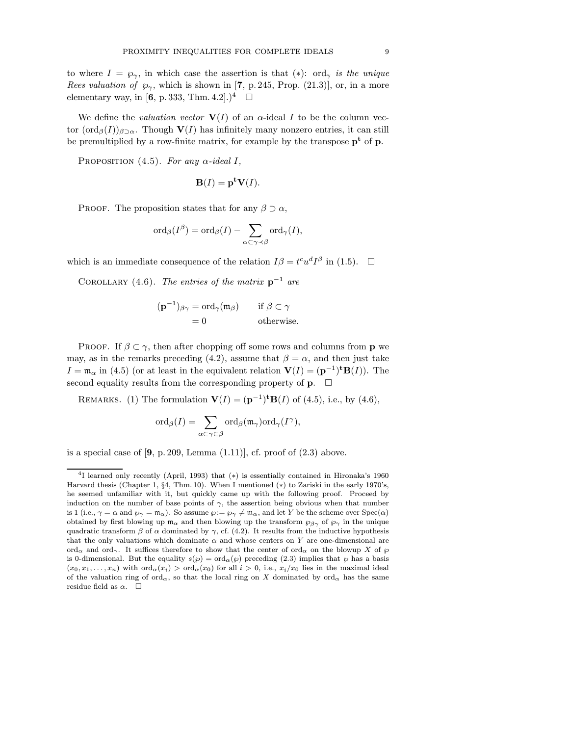to where $I = \wp_\gamma$, in which case the assertion is that $(*)$: $\mathrm{ord}_\gamma$ *is the unique Rees valuation of* $\wp_\gamma$, which is shown in [**7**, p. 245, Prop. (21.3)], or, in a more elementary way, in [**6**, p. 333, Thm. 4.2].)[4] $\square$

We define the *valuation vector* $\mathbf{V}(I)$ of an $\alpha$-ideal $I$ to be the column vector $(\mathrm{ord}_\beta(I))_{\beta\supset\alpha}$. Though $\mathbf{V}(I)$ has infinitely many nonzero entries, it can still be premultiplied by a row-finite matrix, for example by the transpose $\mathbf{p}^\mathbf{t}$ of $\mathbf{p}$.

PROPOSITION (4.5). *For any $\alpha$-ideal $I$,*

$$\mathbf{B}(I) = \mathbf{p}^\mathbf{t}\mathbf{V}(I).$$

PROOF. The proposition states that for any $\beta \supset \alpha$,

$$\mathrm{ord}_\beta(I^\beta) = \mathrm{ord}_\beta(I) - \sum_{\alpha\subset\gamma\prec\beta} \mathrm{ord}_\gamma(I),$$

which is an immediate consequence of the relation $I\beta = t^c u^d I^\beta$ in (1.5). $\square$

COROLLARY (4.6). *The entries of the matrix $\mathbf{p}^{-1}$ are*

$$\begin{aligned}
(\mathbf{p}^{-1})_{\beta\gamma} &= \mathrm{ord}_\gamma(\mathfrak{m}_\beta) \qquad &&\text{if } \beta\subset\gamma\\
&= 0 &&\text{otherwise.}
\end{aligned}$$

PROOF. If $\beta\subset\gamma$, then after chopping off some rows and columns from $\mathbf{p}$ we may, as in the remarks preceding (4.2), assume that $\beta = \alpha$, and then just take $I = \mathfrak{m}_\alpha$ in (4.5) (or at least in the equivalent relation $\mathbf{V}(I) = (\mathbf{p}^{-1})^\mathbf{t}\mathbf{B}(I)$). The second equality results from the corresponding property of $\mathbf{p}$. $\square$

REMARKS. (1) The formulation $\mathbf{V}(I) = (\mathbf{p}^{-1})^\mathbf{t}\mathbf{B}(I)$ of (4.5), i.e., by (4.6),

$$\mathrm{ord}_\beta(I) = \sum_{\alpha\subset\gamma\subset\beta} \mathrm{ord}_\beta(\mathfrak{m}_\gamma)\mathrm{ord}_\gamma(I^\gamma),$$

is a special case of [**9**, p. 209, Lemma (1.11)], cf. proof of (2.3) above.

---

[4] I learned only recently (April, 1993) that $(*)$ is essentially contained in Hironaka's 1960 Harvard thesis (Chapter 1, §4, Thm. 10). When I mentioned $(*)$ to Zariski in the early 1970's, he seemed unfamiliar with it, but quickly came up with the following proof. Proceed by induction on the number of base points of $\gamma$, the assertion being obvious when that number is 1 (i.e., $\gamma = \alpha$ and $\wp_\gamma = \mathfrak{m}_\alpha$). So assume $\wp := \wp_\gamma \neq \mathfrak{m}_\alpha$, and let $Y$ be the scheme over $\mathrm{Spec}(\alpha)$ obtained by first blowing up $\mathfrak{m}_\alpha$ and then blowing up the transform $\wp_{\beta\gamma}$ of $\wp_\gamma$ in the unique quadratic transform $\beta$ of $\alpha$ dominated by $\gamma$, cf. (4.2). It results from the inductive hypothesis that the only valuations which dominate $\alpha$ and whose centers on $Y$ are one-dimensional are $\mathrm{ord}_\alpha$ and $\mathrm{ord}_\gamma$. It suffices therefore to show that the center of $\mathrm{ord}_\alpha$ on the blowup $X$ of $\wp$ is 0-dimensional. But the equality $s(\wp) = \mathrm{ord}_\alpha(\wp)$ preceding (2.3) implies that $\wp$ has a basis $(x_0, x_1, \ldots, x_n)$ with $\mathrm{ord}_\alpha(x_i) > \mathrm{ord}_\alpha(x_0)$ for all $i > 0$, i.e., $x_i/x_0$ lies in the maximal ideal of the valuation ring of $\mathrm{ord}_\alpha$, so that the local ring on $X$ dominated by $\mathrm{ord}_\alpha$ has the same residue field as $\alpha$. $\square$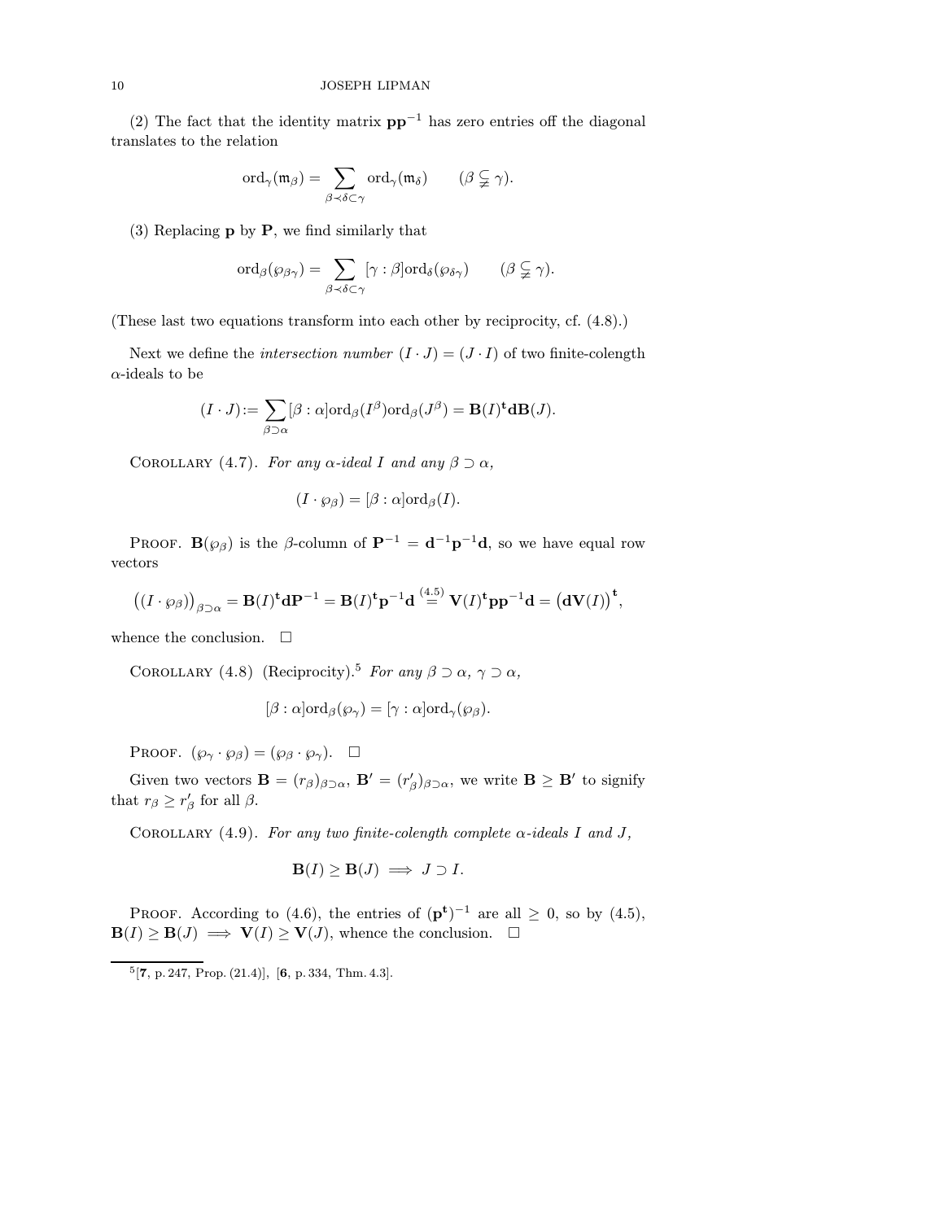(2) The fact that the identity matrix $\mathbf{p}\mathbf{p}^{-1}$ has zero entries off the diagonal translates to the relation

$$\mathrm{ord}_\gamma(\mathfrak{m}_\beta) = \sum_{\beta \prec \delta \subset \gamma} \mathrm{ord}_\gamma(\mathfrak{m}_\delta) \qquad (\beta \subsetneq \gamma).$$

(3) Replacing $\mathbf{p}$ by $\mathbf{P}$, we find similarly that

$$\mathrm{ord}_\beta(\wp_{\beta\gamma}) = \sum_{\beta \prec \delta \subset \gamma} [\gamma : \beta]\mathrm{ord}_\delta(\wp_{\delta\gamma}) \qquad (\beta \subsetneq \gamma).$$

(These last two equations transform into each other by reciprocity, cf. (4.8).)

Next we define the *intersection number* $(I \cdot J) = (J \cdot I)$ of two finite-colength $\alpha$-ideals to be

$$(I \cdot J) := \sum_{\beta \supset \alpha} [\beta : \alpha]\mathrm{ord}_\beta(I^\beta)\mathrm{ord}_\beta(J^\beta) = \mathbf{B}(I)^{\mathbf{t}}\mathbf{d}\mathbf{B}(J).$$

Corollary (4.7). *For any $\alpha$-ideal $I$ and any $\beta \supset \alpha$,*

$$(I \cdot \wp_\beta) = [\beta : \alpha]\mathrm{ord}_\beta(I).$$

Proof. $\mathbf{B}(\wp_\beta)$ is the $\beta$-column of $\mathbf{P}^{-1} = \mathbf{d}^{-1}\mathbf{p}^{-1}\mathbf{d}$, so we have equal row vectors

$$\big((I \cdot \wp_\beta)\big)_{\beta \supset \alpha} = \mathbf{B}(I)^{\mathbf{t}}\mathbf{d}\mathbf{P}^{-1} = \mathbf{B}(I)^{\mathbf{t}}\mathbf{p}^{-1}\mathbf{d} \overset{(4.5)}{=} \mathbf{V}(I)^{\mathbf{t}}\mathbf{p}\mathbf{p}^{-1}\mathbf{d} = \big(\mathbf{d}\mathbf{V}(I)\big)^{\mathbf{t}},$$

whence the conclusion. $\square$

Corollary (4.8) (Reciprocity).[5] *For any $\beta \supset \alpha$, $\gamma \supset \alpha$,*

$$[\beta : \alpha]\mathrm{ord}_\beta(\wp_\gamma) = [\gamma : \alpha]\mathrm{ord}_\gamma(\wp_\beta).$$

Proof. $(\wp_\gamma \cdot \wp_\beta) = (\wp_\beta \cdot \wp_\gamma)$. $\square$

Given two vectors $\mathbf{B} = (r_\beta)_{\beta \supset \alpha}$, $\mathbf{B}' = (r'_\beta)_{\beta \supset \alpha}$, we write $\mathbf{B} \geq \mathbf{B}'$ to signify that $r_\beta \geq r'_\beta$ for all $\beta$.

Corollary (4.9). *For any two finite-colength complete $\alpha$-ideals $I$ and $J$,*

$$\mathbf{B}(I) \geq \mathbf{B}(J) \implies J \supset I.$$

Proof. According to (4.6), the entries of $(\mathbf{p}^{\mathbf{t}})^{-1}$ are all $\geq 0$, so by (4.5), $\mathbf{B}(I) \geq \mathbf{B}(J) \implies \mathbf{V}(I) \geq \mathbf{V}(J)$, whence the conclusion. $\square$

---

[5] [**7**, p. 247, Prop. (21.4)], [**6**, p. 334, Thm. 4.3].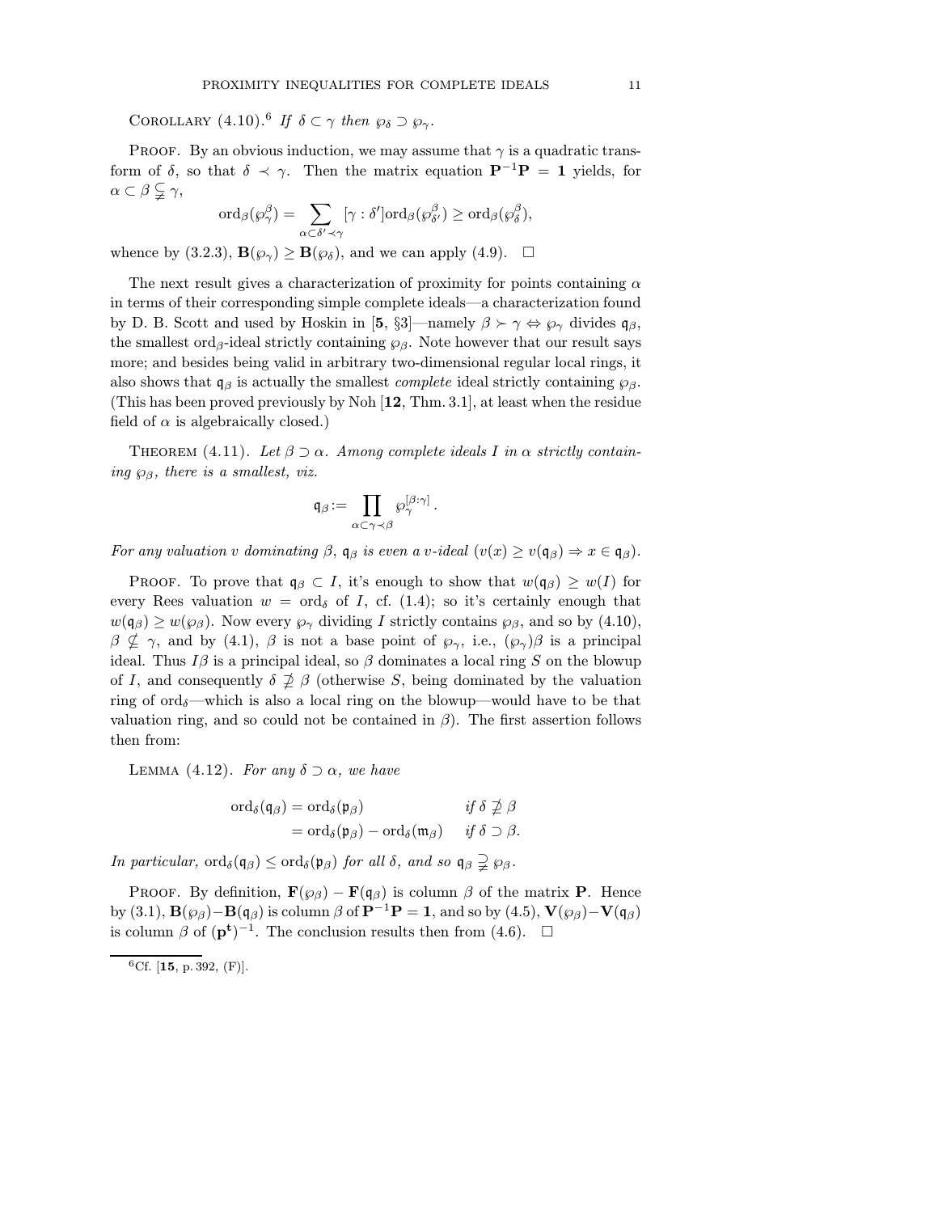COROLLARY (4.10).[6] *If $\delta \subset \gamma$ then $\wp_\delta \supset \wp_\gamma$.*

PROOF. By an obvious induction, we may assume that $\gamma$ is a quadratic transform of $\delta$, so that $\delta \prec \gamma$. Then the matrix equation $\mathbf{P}^{-1}\mathbf{P} = \mathbf{1}$ yields, for $\alpha \subset \beta \subsetneqq \gamma$,

$$\operatorname{ord}_\beta(\wp_\gamma^\beta) = \sum_{\alpha \subset \delta' \prec \gamma} [\gamma : \delta'] \operatorname{ord}_\beta(\wp_{\delta'}^\beta) \geq \operatorname{ord}_\beta(\wp_\delta^\beta),$$

whence by (3.2.3), $\mathbf{B}(\wp_\gamma) \geq \mathbf{B}(\wp_\delta)$, and we can apply (4.9). $\square$

The next result gives a characterization of proximity for points containing $\alpha$ in terms of their corresponding simple complete ideals—a characterization found by D. B. Scott and used by Hoskin in [**5**, §3]—namely $\beta \succ \gamma \Leftrightarrow \wp_\gamma$ divides $\mathfrak{q}_\beta$, the smallest $\operatorname{ord}_\beta$-ideal strictly containing $\wp_\beta$. Note however that our result says more; and besides being valid in arbitrary two-dimensional regular local rings, it also shows that $\mathfrak{q}_\beta$ is actually the smallest *complete* ideal strictly containing $\wp_\beta$. (This has been proved previously by Noh [**12**, Thm. 3.1], at least when the residue field of $\alpha$ is algebraically closed.)

THEOREM (4.11). *Let $\beta \supset \alpha$. Among complete ideals $I$ in $\alpha$ strictly containing $\wp_\beta$, there is a smallest, viz.*

$$\mathfrak{q}_\beta := \prod_{\alpha \subset \gamma \prec \beta} \wp_\gamma^{[\beta:\gamma]}.$$

*For any valuation $v$ dominating $\beta$, $\mathfrak{q}_\beta$ is even a $v$-ideal ($v(x) \geq v(\mathfrak{q}_\beta) \Rightarrow x \in \mathfrak{q}_\beta$).*

PROOF. To prove that $\mathfrak{q}_\beta \subset I$, it's enough to show that $w(\mathfrak{q}_\beta) \geq w(I)$ for every Rees valuation $w = \operatorname{ord}_\delta$ of $I$, cf. (1.4); so it's certainly enough that $w(\mathfrak{q}_\beta) \geq w(\wp_\beta)$. Now every $\wp_\gamma$ dividing $I$ strictly contains $\wp_\beta$, and so by (4.10), $\beta \not\subseteq \gamma$, and by (4.1), $\beta$ is not a base point of $\wp_\gamma$, i.e., $(\wp_\gamma)\beta$ is a principal ideal. Thus $I\beta$ is a principal ideal, so $\beta$ dominates a local ring $S$ on the blowup of $I$, and consequently $\delta \not\supseteq \beta$ (otherwise $S$, being dominated by the valuation ring of $\operatorname{ord}_\delta$—which is also a local ring on the blowup—would have to be that valuation ring, and so could not be contained in $\beta$). The first assertion follows then from:

LEMMA (4.12). *For any $\delta \supset \alpha$, we have*

$$\begin{aligned} \operatorname{ord}_\delta(\mathfrak{q}_\beta) &= \operatorname{ord}_\delta(\mathfrak{p}_\beta) && \text{if } \delta \not\supseteq \beta \\ &= \operatorname{ord}_\delta(\mathfrak{p}_\beta) - \operatorname{ord}_\delta(\mathfrak{m}_\beta) && \text{if } \delta \supset \beta. \end{aligned}$$

*In particular, $\operatorname{ord}_\delta(\mathfrak{q}_\beta) \leq \operatorname{ord}_\delta(\mathfrak{p}_\beta)$ for all $\delta$, and so $\mathfrak{q}_\beta \supsetneqq \wp_\beta$.*

PROOF. By definition, $\mathbf{F}(\wp_\beta) - \mathbf{F}(\mathfrak{q}_\beta)$ is column $\beta$ of the matrix $\mathbf{P}$. Hence by (3.1), $\mathbf{B}(\wp_\beta) - \mathbf{B}(\mathfrak{q}_\beta)$ is column $\beta$ of $\mathbf{P}^{-1}\mathbf{P} = \mathbf{1}$, and so by (4.5), $\mathbf{V}(\wp_\beta) - \mathbf{V}(\mathfrak{q}_\beta)$ is column $\beta$ of $(\mathbf{p}^{\mathbf{t}})^{-1}$. The conclusion results then from (4.6). $\square$

---

[6] Cf. [**15**, p. 392, (F)].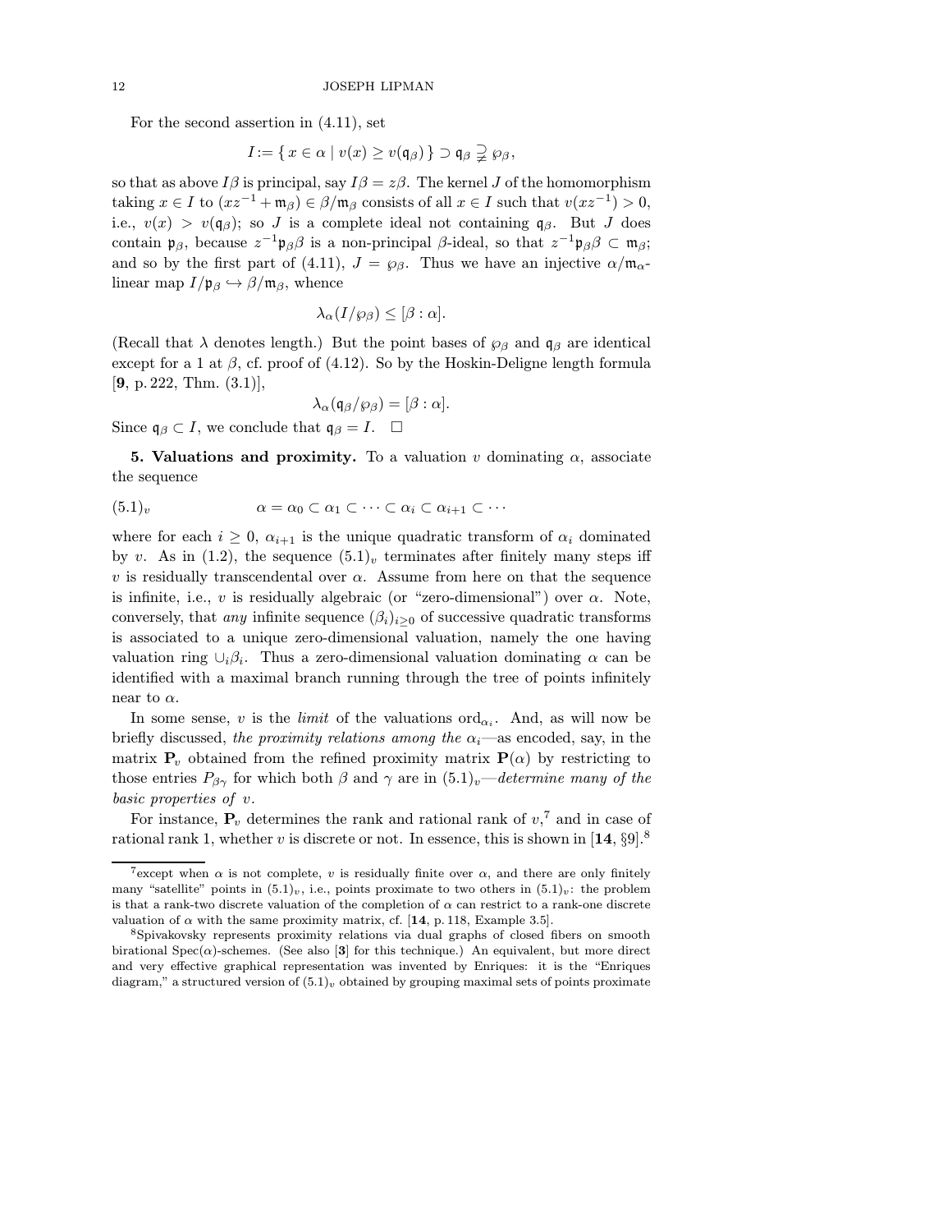For the second assertion in (4.11), set

$$I := \{\, x \in \alpha \mid v(x) \geq v(\mathfrak{q}_\beta) \,\} \supset \mathfrak{q}_\beta \supsetneqq \wp_\beta,$$

so that as above $I\beta$ is principal, say $I\beta = z\beta$. The kernel $J$ of the homomorphism taking $x \in I$ to $(xz^{-1} + \mathfrak{m}_\beta) \in \beta/\mathfrak{m}_\beta$ consists of all $x \in I$ such that $v(xz^{-1}) > 0$, i.e., $v(x) > v(\mathfrak{q}_\beta)$; so $J$ is a complete ideal not containing $\mathfrak{q}_\beta$. But $J$ does contain $\mathfrak{p}_\beta$, because $z^{-1}\mathfrak{p}_\beta\beta$ is a non-principal $\beta$-ideal, so that $z^{-1}\mathfrak{p}_\beta\beta \subset \mathfrak{m}_\beta$; and so by the first part of (4.11), $J = \wp_\beta$. Thus we have an injective $\alpha/\mathfrak{m}_\alpha$-linear map $I/\mathfrak{p}_\beta \hookrightarrow \beta/\mathfrak{m}_\beta$, whence

$$\lambda_\alpha(I/\wp_\beta) \leq [\beta : \alpha].$$

(Recall that $\lambda$ denotes length.) But the point bases of $\wp_\beta$ and $\mathfrak{q}_\beta$ are identical except for a 1 at $\beta$, cf. proof of (4.12). So by the Hoskin-Deligne length formula [**9**, p. 222, Thm. (3.1)],

$$\lambda_\alpha(\mathfrak{q}_\beta/\wp_\beta) = [\beta : \alpha].$$

Since $\mathfrak{q}_\beta \subset I$, we conclude that $\mathfrak{q}_\beta = I$. $\square$

**5. Valuations and proximity.** To a valuation $v$ dominating $\alpha$, associate the sequence

$$(5.1)_v \qquad\qquad \alpha = \alpha_0 \subset \alpha_1 \subset \cdots \subset \alpha_i \subset \alpha_{i+1} \subset \cdots$$

where for each $i \geq 0$, $\alpha_{i+1}$ is the unique quadratic transform of $\alpha_i$ dominated by $v$. As in (1.2), the sequence $(5.1)_v$ terminates after finitely many steps iff $v$ is residually transcendental over $\alpha$. Assume from here on that the sequence is infinite, i.e., $v$ is residually algebraic (or "zero-dimensional") over $\alpha$. Note, conversely, that *any* infinite sequence $(\beta_i)_{i\geq 0}$ of successive quadratic transforms is associated to a unique zero-dimensional valuation, namely the one having valuation ring $\cup_i \beta_i$. Thus a zero-dimensional valuation dominating $\alpha$ can be identified with a maximal branch running through the tree of points infinitely near to $\alpha$.

In some sense, $v$ is the *limit* of the valuations $\mathrm{ord}_{\alpha_i}$. And, as will now be briefly discussed, *the proximity relations among the $\alpha_i$*—as encoded, say, in the matrix $\mathbf{P}_v$ obtained from the refined proximity matrix $\mathbf{P}(\alpha)$ by restricting to those entries $P_{\beta\gamma}$ for which both $\beta$ and $\gamma$ are in $(5.1)_v$—*determine many of the basic properties of $v$.*

For instance, $\mathbf{P}_v$ determines the rank and rational rank of $v$,[7] and in case of rational rank 1, whether $v$ is discrete or not. In essence, this is shown in [**14**, §9].[8]

---

[7] except when $\alpha$ is not complete, $v$ is residually finite over $\alpha$, and there are only finitely many "satellite" points in $(5.1)_v$, i.e., points proximate to two others in $(5.1)_v$: the problem is that a rank-two discrete valuation of the completion of $\alpha$ can restrict to a rank-one discrete valuation of $\alpha$ with the same proximity matrix, cf. [**14**, p. 118, Example 3.5].

[8] Spivakovsky represents proximity relations via dual graphs of closed fibers on smooth birational Spec($\alpha$)-schemes. (See also [**3**] for this technique.) An equivalent, but more direct and very effective graphical representation was invented by Enriques: it is the "Enriques diagram," a structured version of $(5.1)_v$ obtained by grouping maximal sets of points proximate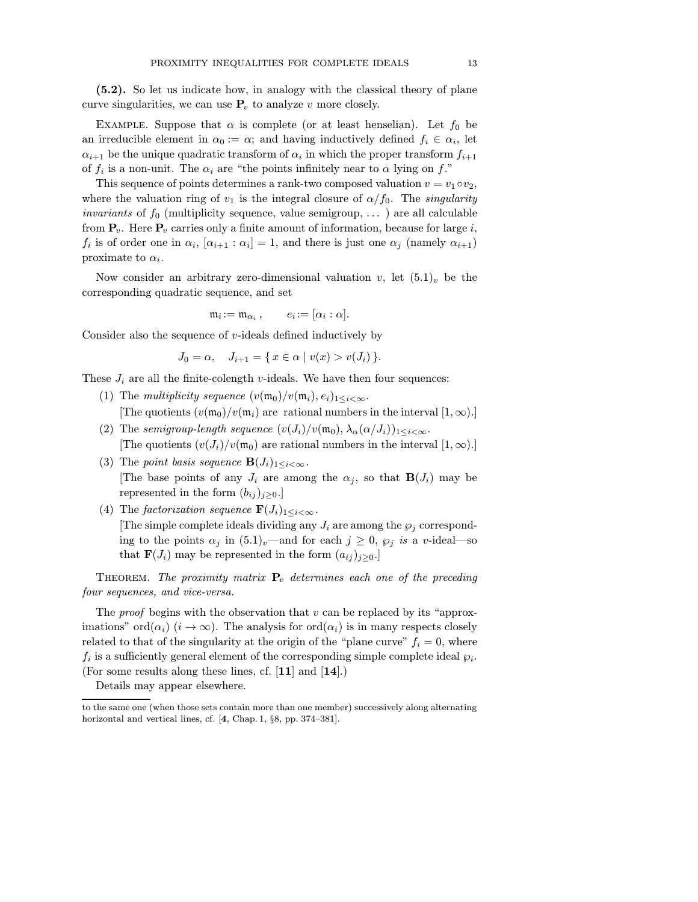**(5.2).** So let us indicate how, in analogy with the classical theory of plane curve singularities, we can use $\mathbf{P}_v$ to analyze $v$ more closely.

Example. Suppose that $\alpha$ is complete (or at least henselian). Let $f_0$ be an irreducible element in $\alpha_0 := \alpha$; and having inductively defined $f_i \in \alpha_i$, let $\alpha_{i+1}$ be the unique quadratic transform of $\alpha_i$ in which the proper transform $f_{i+1}$ of $f_i$ is a non-unit. The $\alpha_i$ are "the points infinitely near to $\alpha$ lying on $f$."

This sequence of points determines a rank-two composed valuation $v = v_1 \circ v_2$, where the valuation ring of $v_1$ is the integral closure of $\alpha/f_0$. The *singularity invariants* of $f_0$ (multiplicity sequence, value semigroup, ... ) are all calculable from $\mathbf{P}_v$. Here $\mathbf{P}_v$ carries only a finite amount of information, because for large $i$, $f_i$ is of order one in $\alpha_i$, $[\alpha_{i+1} : \alpha_i] = 1$, and there is just one $\alpha_j$ (namely $\alpha_{i+1}$) proximate to $\alpha_i$.

Now consider an arbitrary zero-dimensional valuation $v$, let $(5.1)_v$ be the corresponding quadratic sequence, and set

$$\mathfrak{m}_i := \mathfrak{m}_{\alpha_i}, \qquad e_i := [\alpha_i : \alpha].$$

Consider also the sequence of $v$-ideals defined inductively by

$$J_0 = \alpha, \quad J_{i+1} = \{\, x \in \alpha \mid v(x) > v(J_i) \,\}.$$

These $J_i$ are all the finite-colength $v$-ideals. We have then four sequences:

1. The *multiplicity sequence* $(v(\mathfrak{m}_0)/v(\mathfrak{m}_i), e_i)_{1 \le i < \infty}$.
   [The quotients $(v(\mathfrak{m}_0)/v(\mathfrak{m}_i)$ are rational numbers in the interval $[1, \infty)$.]
2. The *semigroup-length sequence* $(v(J_i)/v(\mathfrak{m}_0), \lambda_\alpha(\alpha/J_i))_{1 \le i < \infty}$.
   [The quotients $(v(J_i)/v(\mathfrak{m}_0)$ are rational numbers in the interval $[1, \infty)$.]
3. The *point basis sequence* $\mathbf{B}(J_i)_{1 \le i < \infty}$.
   [The base points of any $J_i$ are among the $\alpha_j$, so that $\mathbf{B}(J_i)$ may be represented in the form $(b_{ij})_{j \ge 0}$.]
4. The *factorization sequence* $\mathbf{F}(J_i)_{1 \le i < \infty}$.
   [The simple complete ideals dividing any $J_i$ are among the $\wp_j$ corresponding to the points $\alpha_j$ in $(5.1)_v$—and for each $j \ge 0$, $\wp_j$ *is* a $v$-ideal—so that $\mathbf{F}(J_i)$ may be represented in the form $(a_{ij})_{j \ge 0}$.]

Theorem. *The proximity matrix $\mathbf{P}_v$ determines each one of the preceding four sequences, and vice-versa.*

The *proof* begins with the observation that $v$ can be replaced by its "approximations" $\text{ord}(\alpha_i)$ $(i \to \infty)$. The analysis for $\text{ord}(\alpha_i)$ is in many respects closely related to that of the singularity at the origin of the "plane curve" $f_i = 0$, where $f_i$ is a sufficiently general element of the corresponding simple complete ideal $\wp_i$. (For some results along these lines, cf. [**11**] and [**14**].)

Details may appear elsewhere.

---

to the same one (when those sets contain more than one member) successively along alternating horizontal and vertical lines, cf. [**4**, Chap. 1, §8, pp. 374–381].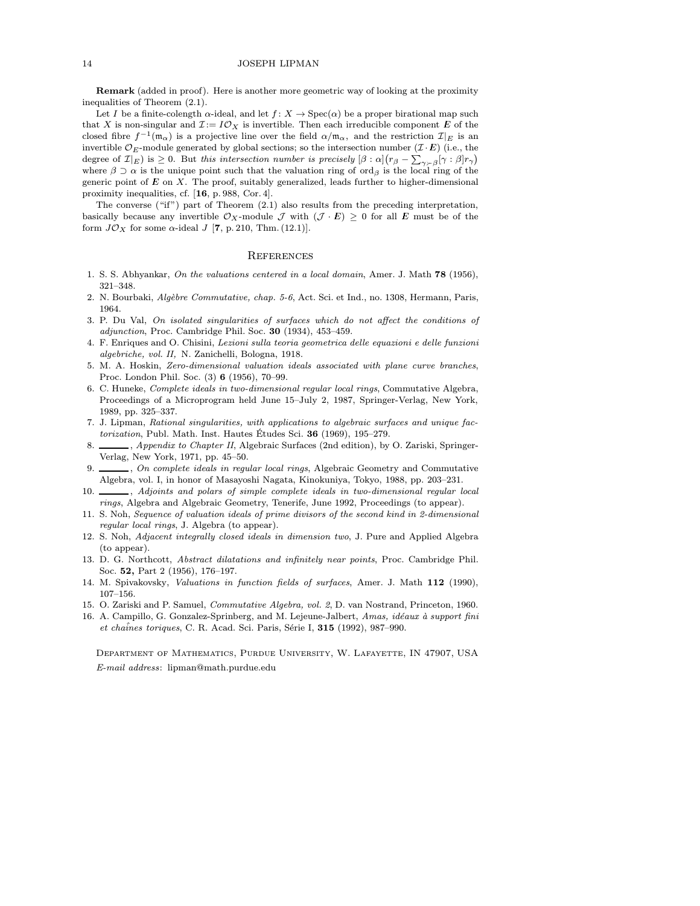**Remark** (added in proof). Here is another more geometric way of looking at the proximity inequalities of Theorem (2.1).

Let $I$ be a finite-colength $\alpha$-ideal, and let $f\colon X \to \operatorname{Spec}(\alpha)$ be a proper birational map such that $X$ is non-singular and $\mathcal{I} := I\mathcal{O}_X$ is invertible. Then each irreducible component $\boldsymbol{E}$ of the closed fibre $f^{-1}(\mathfrak{m}_\alpha)$ is a projective line over the field $\alpha/\mathfrak{m}_\alpha$, and the restriction $\mathcal{I}|_E$ is an invertible $\mathcal{O}_E$-module generated by global sections; so the intersection number $(\mathcal{I} \cdot \boldsymbol{E})$ (i.e., the degree of $\mathcal{I}|_E$) is $\geq 0$. But *this intersection number is precisely* $[\beta : \alpha]\big(r_\beta - \sum_{\gamma \succ \beta}[\gamma : \beta] r_\gamma\big)$ where $\beta \supset \alpha$ is the unique point such that the valuation ring of $\operatorname{ord}_\beta$ is the local ring of the generic point of $\boldsymbol{E}$ on $X$. The proof, suitably generalized, leads further to higher-dimensional proximity inequalities, cf. [**16**, p. 988, Cor. 4].

The converse ("if") part of Theorem (2.1) also results from the preceding interpretation, basically because any invertible $\mathcal{O}_X$-module $\mathcal{J}$ with $(\mathcal{J} \cdot \boldsymbol{E}) \geq 0$ for all $\boldsymbol{E}$ must be of the form $J\mathcal{O}_X$ for some $\alpha$-ideal $J$ [**7**, p. 210, Thm. (12.1)].

## References

1. S. S. Abhyankar, *On the valuations centered in a local domain*, Amer. J. Math **78** (1956), 321–348.
2. N. Bourbaki, *Algèbre Commutative, chap. 5-6*, Act. Sci. et Ind., no. 1308, Hermann, Paris, 1964.
3. P. Du Val, *On isolated singularities of surfaces which do not affect the conditions of adjunction*, Proc. Cambridge Phil. Soc. **30** (1934), 453–459.
4. F. Enriques and O. Chisini, *Lezioni sulla teoria geometrica delle equazioni e delle funzioni algebriche, vol. II,* N. Zanichelli, Bologna, 1918.
5. M. A. Hoskin, *Zero-dimensional valuation ideals associated with plane curve branches*, Proc. London Phil. Soc. (3) **6** (1956), 70–99.
6. C. Huneke, *Complete ideals in two-dimensional regular local rings*, Commutative Algebra, Proceedings of a Microprogram held June 15–July 2, 1987, Springer-Verlag, New York, 1989, pp. 325–337.
7. J. Lipman, *Rational singularities, with applications to algebraic surfaces and unique factorization*, Publ. Math. Inst. Hautes Études Sci. **36** (1969), 195–279.
8. ———, *Appendix to Chapter II*, Algebraic Surfaces (2nd edition), by O. Zariski, Springer-Verlag, New York, 1971, pp. 45–50.
9. ———, *On complete ideals in regular local rings*, Algebraic Geometry and Commutative Algebra, vol. I, in honor of Masayoshi Nagata, Kinokuniya, Tokyo, 1988, pp. 203–231.
10. ———, *Adjoints and polars of simple complete ideals in two-dimensional regular local rings*, Algebra and Algebraic Geometry, Tenerife, June 1992, Proceedings (to appear).
11. S. Noh, *Sequence of valuation ideals of prime divisors of the second kind in 2-dimensional regular local rings*, J. Algebra (to appear).
12. S. Noh, *Adjacent integrally closed ideals in dimension two*, J. Pure and Applied Algebra (to appear).
13. D. G. Northcott, *Abstract dilatations and infinitely near points*, Proc. Cambridge Phil. Soc. **52,** Part 2 (1956), 176–197.
14. M. Spivakovsky, *Valuations in function fields of surfaces*, Amer. J. Math **112** (1990), 107–156.
15. O. Zariski and P. Samuel, *Commutative Algebra, vol. 2*, D. van Nostrand, Princeton, 1960.
16. A. Campillo, G. Gonzalez-Springberg, and M. Lejeune-Jalbert, *Amas, idéaux à support fini et chaînes toriques*, C. R. Acad. Sci. Paris, Série I, **315** (1992), 987–990.

Department of Mathematics, Purdue University, W. Lafayette, IN 47907, USA

*E-mail address*: lipman@math.purdue.edu